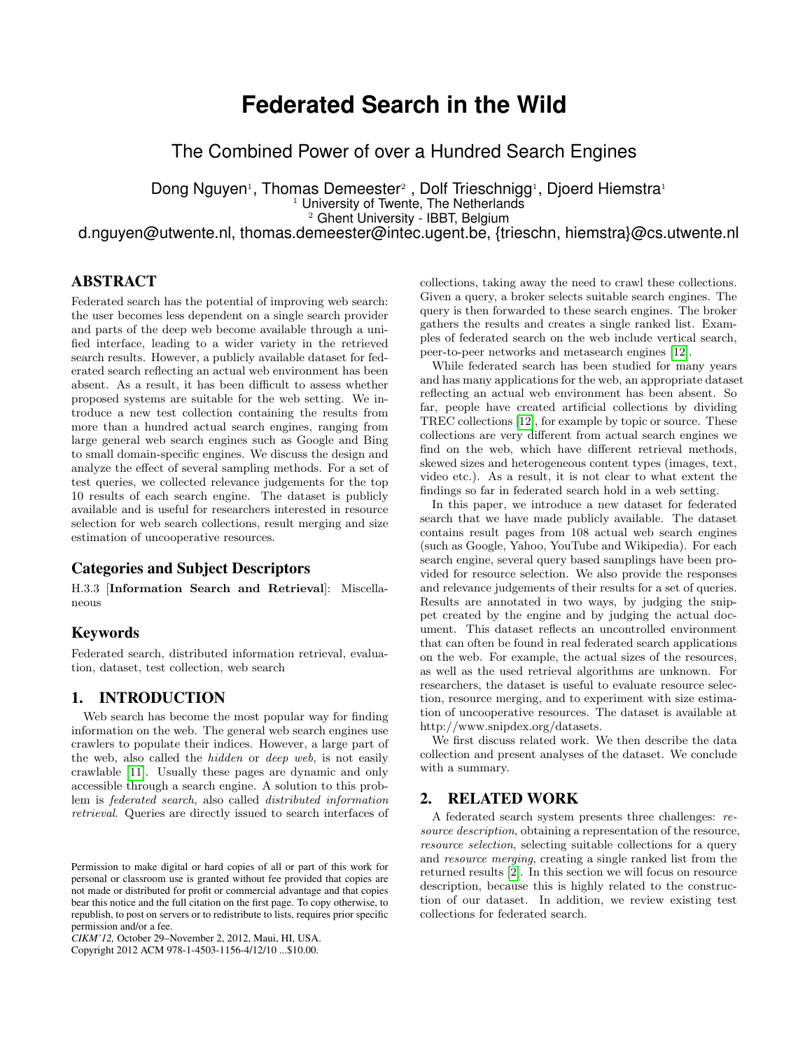# Federated Search in the Wild

## The Combined Power of over a Hundred Search Engines

Dong Nguyen[1], Thomas Demeester[2] , Dolf Trieschnigg[1], Djoerd Hiemstra[1]
[1] University of Twente, The Netherlands
[2] Ghent University - IBBT, Belgium
d.nguyen@utwente.nl, thomas.demeester@intec.ugent.be, {trieschn, hiemstra}@cs.utwente.nl

## ABSTRACT

Federated search has the potential of improving web search: the user becomes less dependent on a single search provider and parts of the deep web become available through a unified interface, leading to a wider variety in the retrieved search results. However, a publicly available dataset for federated search reflecting an actual web environment has been absent. As a result, it has been difficult to assess whether proposed systems are suitable for the web setting. We introduce a new test collection containing the results from more than a hundred actual search engines, ranging from large general web search engines such as Google and Bing to small domain-specific engines. We discuss the design and analyze the effect of several sampling methods. For a set of test queries, we collected relevance judgements for the top 10 results of each search engine. The dataset is publicly available and is useful for researchers interested in resource selection for web search collections, result merging and size estimation of uncooperative resources.

### Categories and Subject Descriptors

H.3.3 [**Information Search and Retrieval**]: Miscellaneous

### Keywords

Federated search, distributed information retrieval, evaluation, dataset, test collection, web search

## 1. INTRODUCTION

Web search has become the most popular way for finding information on the web. The general web search engines use crawlers to populate their indices. However, a large part of the web, also called the *hidden* or *deep web*, is not easily crawlable [11]. Usually these pages are dynamic and only accessible through a search engine. A solution to this problem is *federated search*, also called *distributed information retrieval*. Queries are directly issued to search interfaces of collections, taking away the need to crawl these collections. Given a query, a broker selects suitable search engines. The query is then forwarded to these search engines. The broker gathers the results and creates a single ranked list. Examples of federated search on the web include vertical search, peer-to-peer networks and metasearch engines [12].

While federated search has been studied for many years and has many applications for the web, an appropriate dataset reflecting an actual web environment has been absent. So far, people have created artificial collections by dividing TREC collections [12], for example by topic or source. These collections are very different from actual search engines we find on the web, which have different retrieval methods, skewed sizes and heterogeneous content types (images, text, video etc.). As a result, it is not clear to what extent the findings so far in federated search hold in a web setting.

In this paper, we introduce a new dataset for federated search that we have made publicly available. The dataset contains result pages from 108 actual web search engines (such as Google, Yahoo, YouTube and Wikipedia). For each search engine, several query based samplings have been provided for resource selection. We also provide the responses and relevance judgements of their results for a set of queries. Results are annotated in two ways, by judging the snippet created by the engine and by judging the actual document. This dataset reflects an uncontrolled environment that can often be found in real federated search applications on the web. For example, the actual sizes of the resources, as well as the used retrieval algorithms are unknown. For researchers, the dataset is useful to evaluate resource selection, resource merging, and to experiment with size estimation of uncooperative resources. The dataset is available at http://www.snipdex.org/datasets.

We first discuss related work. We then describe the data collection and present analyses of the dataset. We conclude with a summary.

## 2. RELATED WORK

A federated search system presents three challenges: *resource description*, obtaining a representation of the resource, *resource selection*, selecting suitable collections for a query and *resource merging*, creating a single ranked list from the returned results [2]. In this section we will focus on resource description, because this is highly related to the construction of our dataset. In addition, we review existing test collections for federated search.

Permission to make digital or hard copies of all or part of this work for personal or classroom use is granted without fee provided that copies are not made or distributed for profit or commercial advantage and that copies bear this notice and the full citation on the first page. To copy otherwise, to republish, to post on servers or to redistribute to lists, requires prior specific permission and/or a fee.
*CIKM'12,* October 29–November 2, 2012, Maui, HI, USA.
Copyright 2012 ACM 978-1-4503-1156-4/12/10 ...$10.00.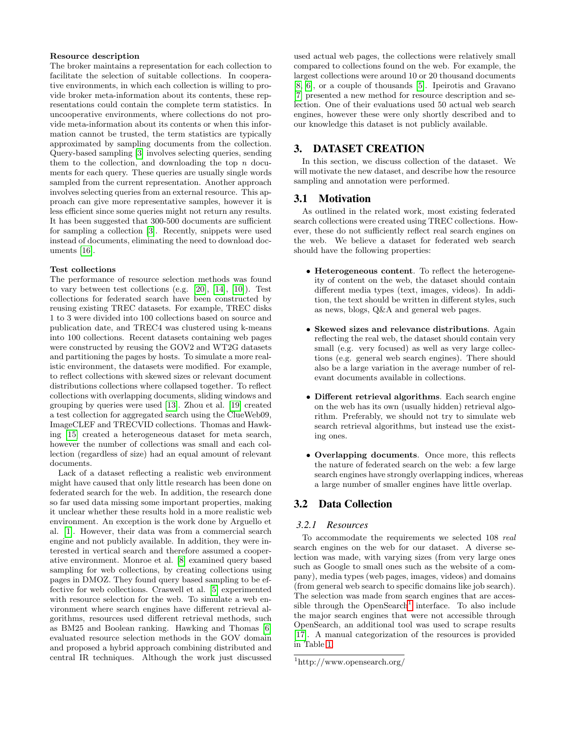**Resource description**

The broker maintains a representation for each collection to facilitate the selection of suitable collections. In cooperative environments, in which each collection is willing to provide broker meta-information about its contents, these representations could contain the complete term statistics. In uncooperative environments, where collections do not provide meta-information about its contents or when this information cannot be trusted, the term statistics are typically approximated by sampling documents from the collection. Query-based sampling [3] involves selecting queries, sending them to the collection, and downloading the top $n$ documents for each query. These queries are usually single words sampled from the current representation. Another approach involves selecting queries from an external resource. This approach can give more representative samples, however it is less efficient since some queries might not return any results. It has been suggested that 300-500 documents are sufficient for sampling a collection [3]. Recently, snippets were used instead of documents, eliminating the need to download documents [16].

**Test collections**

The performance of resource selection methods was found to vary between test collections (e.g. [20], [14], [10]). Test collections for federated search have been constructed by reusing existing TREC datasets. For example, TREC disks 1 to 3 were divided into 100 collections based on source and publication date, and TREC4 was clustered using k-means into 100 collections. Recent datasets containing web pages were constructed by reusing the GOV2 and WT2G datasets and partitioning the pages by hosts. To simulate a more realistic environment, the datasets were modified. For example, to reflect collections with skewed sizes or relevant document distributions collections where collapsed together. To reflect collections with overlapping documents, sliding windows and grouping by queries were used [13]. Zhou et al. [19] created a test collection for aggregated search using the ClueWeb09, ImageCLEF and TRECVID collections. Thomas and Hawking [15] created a heterogeneous dataset for meta search, however the number of collections was small and each collection (regardless of size) had an equal amount of relevant documents.

Lack of a dataset reflecting a realistic web environment might have caused that only little research has been done on federated search for the web. In addition, the research done so far used data missing some important properties, making it unclear whether these results hold in a more realistic web environment. An exception is the work done by Arguello et al. [1]. However, their data was from a commercial search engine and not publicly available. In addition, they were interested in vertical search and therefore assumed a cooperative environment. Monroe et al. [8] examined query based sampling for web collections, by creating collections using pages in DMOZ. They found query based sampling to be effective for web collections. Craswell et al. [5] experimented with resource selection for the web. To simulate a web environment where search engines have different retrieval algorithms, resources used different retrieval methods, such as BM25 and Boolean ranking. Hawking and Thomas [6] evaluated resource selection methods in the GOV domain and proposed a hybrid approach combining distributed and central IR techniques. Although the work just discussed used actual web pages, the collections were relatively small compared to collections found on the web. For example, the largest collections were around 10 or 20 thousand documents [8, 6], or a couple of thousands [5]. Ipeirotis and Gravano [7] presented a new method for resource description and selection. One of their evaluations used 50 actual web search engines, however these were only shortly described and to our knowledge this dataset is not publicly available.

# 3. DATASET CREATION

In this section, we discuss collection of the dataset. We will motivate the new dataset, and describe how the resource sampling and annotation were performed.

## 3.1 Motivation

As outlined in the related work, most existing federated search collections were created using TREC collections. However, these do not sufficiently reflect real search engines on the web. We believe a dataset for federated web search should have the following properties:

- **Heterogeneous content**. To reflect the heterogeneity of content on the web, the dataset should contain different media types (text, images, videos). In addition, the text should be written in different styles, such as news, blogs, Q&A and general web pages.
- **Skewed sizes and relevance distributions**. Again reflecting the real web, the dataset should contain very small (e.g. very focused) as well as very large collections (e.g. general web search engines). There should also be a large variation in the average number of relevant documents available in collections.
- **Different retrieval algorithms**. Each search engine on the web has its own (usually hidden) retrieval algorithm. Preferably, we should not try to simulate web search retrieval algorithms, but instead use the existing ones.
- **Overlapping documents**. Once more, this reflects the nature of federated search on the web: a few large search engines have strongly overlapping indices, whereas a large number of smaller engines have little overlap.

## 3.2 Data Collection

### *3.2.1 Resources*

To accommodate the requirements we selected 108 *real* search engines on the web for our dataset. A diverse selection was made, with varying sizes (from very large ones such as Google to small ones such as the website of a company), media types (web pages, images, videos) and domains (from general web search to specific domains like job search). The selection was made from search engines that are accessible through the OpenSearch[1] interface. To also include the major search engines that were not accessible through OpenSearch, an additional tool was used to scrape results [17]. A manual categorization of the resources is provided in Table 1.

[1]http://www.opensearch.org/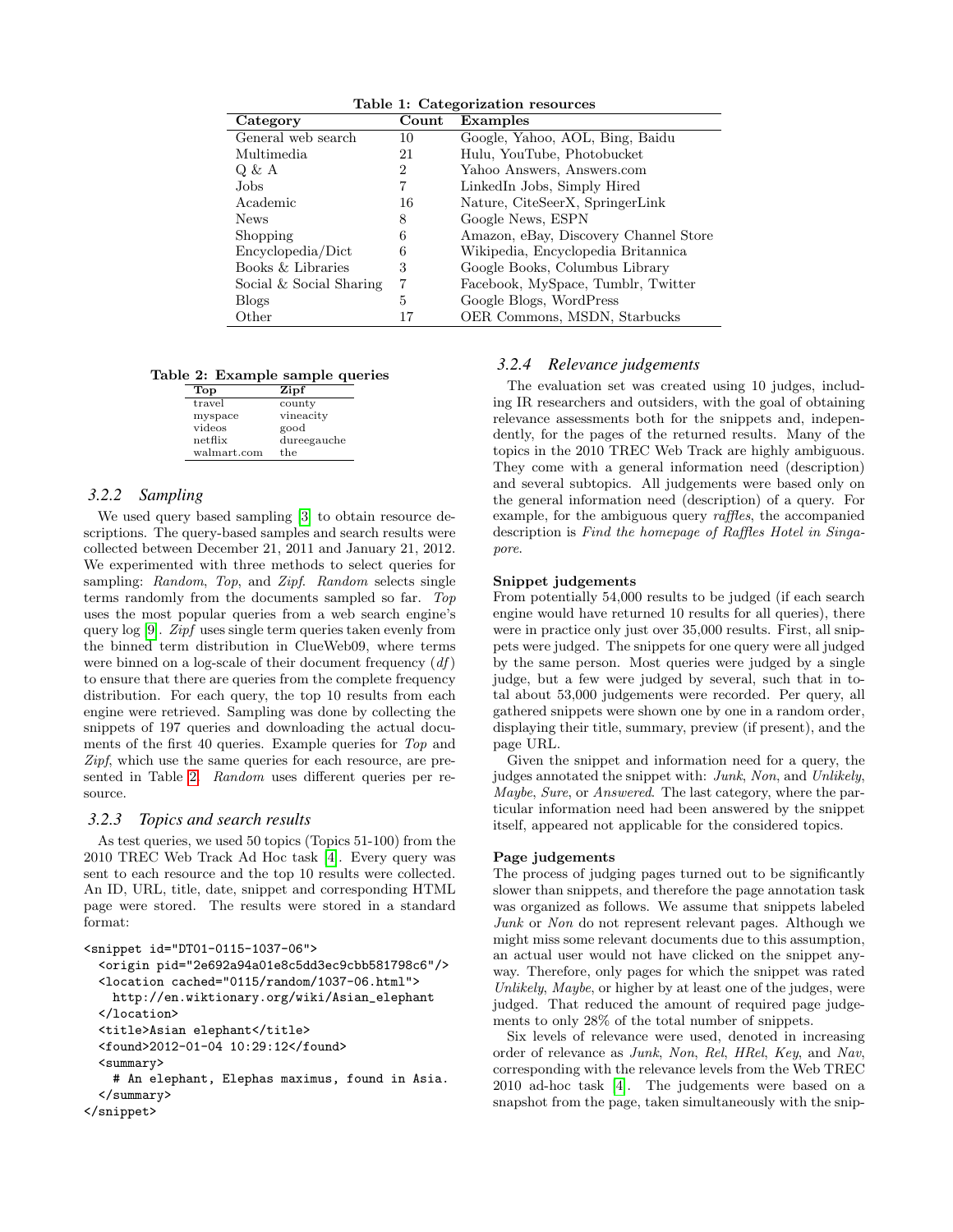**Table 1: Categorization resources**

| Category | Count | Examples |
|---|---|---|
| General web search | 10 | Google, Yahoo, AOL, Bing, Baidu |
| Multimedia | 21 | Hulu, YouTube, Photobucket |
| Q & A | 2 | Yahoo Answers, Answers.com |
| Jobs | 7 | LinkedIn Jobs, Simply Hired |
| Academic | 16 | Nature, CiteSeerX, SpringerLink |
| News | 8 | Google News, ESPN |
| Shopping | 6 | Amazon, eBay, Discovery Channel Store |
| Encyclopedia/Dict | 6 | Wikipedia, Encyclopedia Britannica |
| Books & Libraries | 3 | Google Books, Columbus Library |
| Social & Social Sharing | 7 | Facebook, MySpace, Tumblr, Twitter |
| Blogs | 5 | Google Blogs, WordPress |
| Other | 17 | OER Commons, MSDN, Starbucks |

**Table 2: Example sample queries**

| Top | Zipf |
|---|---|
| travel | county |
| myspace | vineacity |
| videos | good |
| netflix | dureegauche |
| walmart.com | the |

### 3.2.2 Sampling

We used query based sampling [3] to obtain resource descriptions. The query-based samples and search results were collected between December 21, 2011 and January 21, 2012. We experimented with three methods to select queries for sampling: *Random*, *Top*, and *Zipf*. *Random* selects single terms randomly from the documents sampled so far. *Top* uses the most popular queries from a web search engine's query log [9]. *Zipf* uses single term queries taken evenly from the binned term distribution in ClueWeb09, where terms were binned on a log-scale of their document frequency (*df*) to ensure that there are queries from the complete frequency distribution. For each query, the top 10 results from each engine were retrieved. Sampling was done by collecting the snippets of 197 queries and downloading the actual documents of the first 40 queries. Example queries for *Top* and *Zipf*, which use the same queries for each resource, are presented in Table 2. *Random* uses different queries per resource.

### 3.2.3 Topics and search results

As test queries, we used 50 topics (Topics 51-100) from the 2010 TREC Web Track Ad Hoc task [4]. Every query was sent to each resource and the top 10 results were collected. An ID, URL, title, date, snippet and corresponding HTML page were stored. The results were stored in a standard format:

```
<snippet id="DT01-0115-1037-06">
  <origin pid="2e692a94a01e8c5dd3ec9cbb581798c6"/>
  <location cached="0115/random/1037-06.html">
    http://en.wiktionary.org/wiki/Asian_elephant
  </location>
  <title>Asian elephant</title>
  <found>2012-01-04 10:29:12</found>
  <summary>
    # An elephant, Elephas maximus, found in Asia.
  </summary>
</snippet>
```

### 3.2.4 Relevance judgements

The evaluation set was created using 10 judges, including IR researchers and outsiders, with the goal of obtaining relevance assessments both for the snippets and, independently, for the pages of the returned results. Many of the topics in the 2010 TREC Web Track are highly ambiguous. They come with a general information need (description) and several subtopics. All judgements were based only on the general information need (description) of a query. For example, for the ambiguous query *raffles*, the accompanied description is *Find the homepage of Raffles Hotel in Singapore*.

**Snippet judgements**

From potentially 54,000 results to be judged (if each search engine would have returned 10 results for all queries), there were in practice only just over 35,000 results. First, all snippets were judged. The snippets for one query were all judged by the same person. Most queries were judged by a single judge, but a few were judged by several, such that in total about 53,000 judgements were recorded. Per query, all gathered snippets were shown one by one in a random order, displaying their title, summary, preview (if present), and the page URL.

Given the snippet and information need for a query, the judges annotated the snippet with: *Junk*, *Non*, and *Unlikely*, *Maybe*, *Sure*, or *Answered*. The last category, where the particular information need had been answered by the snippet itself, appeared not applicable for the considered topics.

**Page judgements**

The process of judging pages turned out to be significantly slower than snippets, and therefore the page annotation task was organized as follows. We assume that snippets labeled *Junk* or *Non* do not represent relevant pages. Although we might miss some relevant documents due to this assumption, an actual user would not have clicked on the snippet anyway. Therefore, only pages for which the snippet was rated *Unlikely*, *Maybe*, or higher by at least one of the judges, were judged. That reduced the amount of required page judgements to only 28% of the total number of snippets.

Six levels of relevance were used, denoted in increasing order of relevance as *Junk*, *Non*, *Rel*, *HRel*, *Key*, and *Nav*, corresponding with the relevance levels from the Web TREC 2010 ad-hoc task [4]. The judgements were based on a snapshot from the page, taken simultaneously with the snip-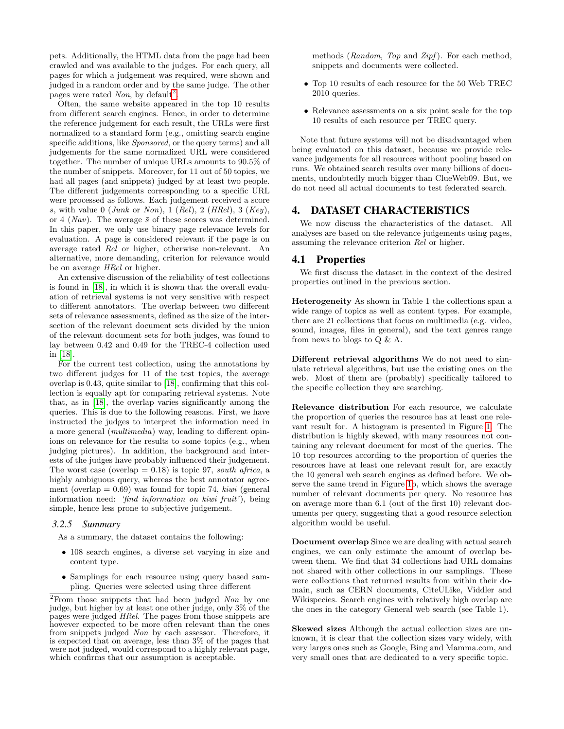pets. Additionally, the HTML data from the page had been crawled and was available to the judges. For each query, all pages for which a judgement was required, were shown and judged in a random order and by the same judge. The other pages were rated *Non*, by default[2].

Often, the same website appeared in the top 10 results from different search engines. Hence, in order to determine the reference judgement for each result, the URLs were first normalized to a standard form (e.g., omitting search engine specific additions, like *Sponsored*, or the query terms) and all judgements for the same normalized URL were considered together. The number of unique URLs amounts to 90.5% of the number of snippets. Moreover, for 11 out of 50 topics, we had all pages (and snippets) judged by at least two people. The different judgements corresponding to a specific URL were processed as follows. Each judgement received a score $s$, with value 0 (*Junk* or *Non*), 1 (*Rel*), 2 (*HRel*), 3 (*Key*), or 4 (*Nav*). The average $\bar{s}$ of these scores was determined. In this paper, we only use binary page relevance levels for evaluation. A page is considered relevant if the page is on average rated *Rel* or higher, otherwise non-relevant. An alternative, more demanding, criterion for relevance would be on average *HRel* or higher.

An extensive discussion of the reliability of test collections is found in [18], in which it is shown that the overall evaluation of retrieval systems is not very sensitive with respect to different annotators. The overlap between two different sets of relevance assessments, defined as the size of the intersection of the relevant document sets divided by the union of the relevant document sets for both judges, was found to lay between 0.42 and 0.49 for the TREC-4 collection used in [18].

For the current test collection, using the annotations by two different judges for 11 of the test topics, the average overlap is 0.43, quite similar to [18], confirming that this collection is equally apt for comparing retrieval systems. Note that, as in [18], the overlap varies significantly among the queries. This is due to the following reasons. First, we have instructed the judges to interpret the information need in a more general (*multimedia*) way, leading to different opinions on relevance for the results to some topics (e.g., when judging pictures). In addition, the background and interests of the judges have probably influenced their judgement. The worst case (overlap = 0.18) is topic 97, *south africa*, a highly ambiguous query, whereas the best annotator agreement (overlap = 0.69) was found for topic 74, *kiwi* (general information need: *'find information on kiwi fruit'*), being simple, hence less prone to subjective judgement.

### 3.2.5 Summary

As a summary, the dataset contains the following:

- 108 search engines, a diverse set varying in size and content type.
- Samplings for each resource using query based sampling. Queries were selected using three different methods (*Random, Top* and *Zipf*). For each method, snippets and documents were collected.
- Top 10 results of each resource for the 50 Web TREC 2010 queries.
- Relevance assessments on a six point scale for the top 10 results of each resource per TREC query.

Note that future systems will not be disadvantaged when being evaluated on this dataset, because we provide relevance judgements for all resources without pooling based on runs. We obtained search results over many billions of documents, undoubtedly much bigger than ClueWeb09. But, we do not need all actual documents to test federated search.

## 4. DATASET CHARACTERISTICS

We now discuss the characteristics of the dataset. All analyses are based on the relevance judgements using pages, assuming the relevance criterion *Rel* or higher.

## 4.1 Properties

We first discuss the dataset in the context of the desired properties outlined in the previous section.

**Heterogeneity** As shown in Table 1 the collections span a wide range of topics as well as content types. For example, there are 21 collections that focus on multimedia (e.g. video, sound, images, files in general), and the text genres range from news to blogs to Q & A.

**Different retrieval algorithms** We do not need to simulate retrieval algorithms, but use the existing ones on the web. Most of them are (probably) specifically tailored to the specific collection they are searching.

**Relevance distribution** For each resource, we calculate the proportion of queries the resource has at least one relevant result for. A histogram is presented in Figure 1. The distribution is highly skewed, with many resources not containing any relevant document for most of the queries. The 10 top resources according to the proportion of queries the resources have at least one relevant result for, are exactly the 10 general web search engines as defined before. We observe the same trend in Figure 1b, which shows the average number of relevant documents per query. No resource has on average more than 6.1 (out of the first 10) relevant documents per query, suggesting that a good resource selection algorithm would be useful.

**Document overlap** Since we are dealing with actual search engines, we can only estimate the amount of overlap between them. We find that 34 collections had URL domains not shared with other collections in our samplings. These were collections that returned results from within their domain, such as CERN documents, CiteULike, Viddler and Wikispecies. Search engines with relatively high overlap are the ones in the category General web search (see Table 1).

**Skewed sizes** Although the actual collection sizes are unknown, it is clear that the collection sizes vary widely, with very larges ones such as Google, Bing and Mamma.com, and very small ones that are dedicated to a very specific topic.

[2]From those snippets that had been judged *Non* by one judge, but higher by at least one other judge, only 3% of the pages were judged *HRel*. The pages from those snippets are however expected to be more often relevant than the ones from snippets judged *Non* by each assessor. Therefore, it is expected that on average, less than 3% of the pages that were not judged, would correspond to a highly relevant page, which confirms that our assumption is acceptable.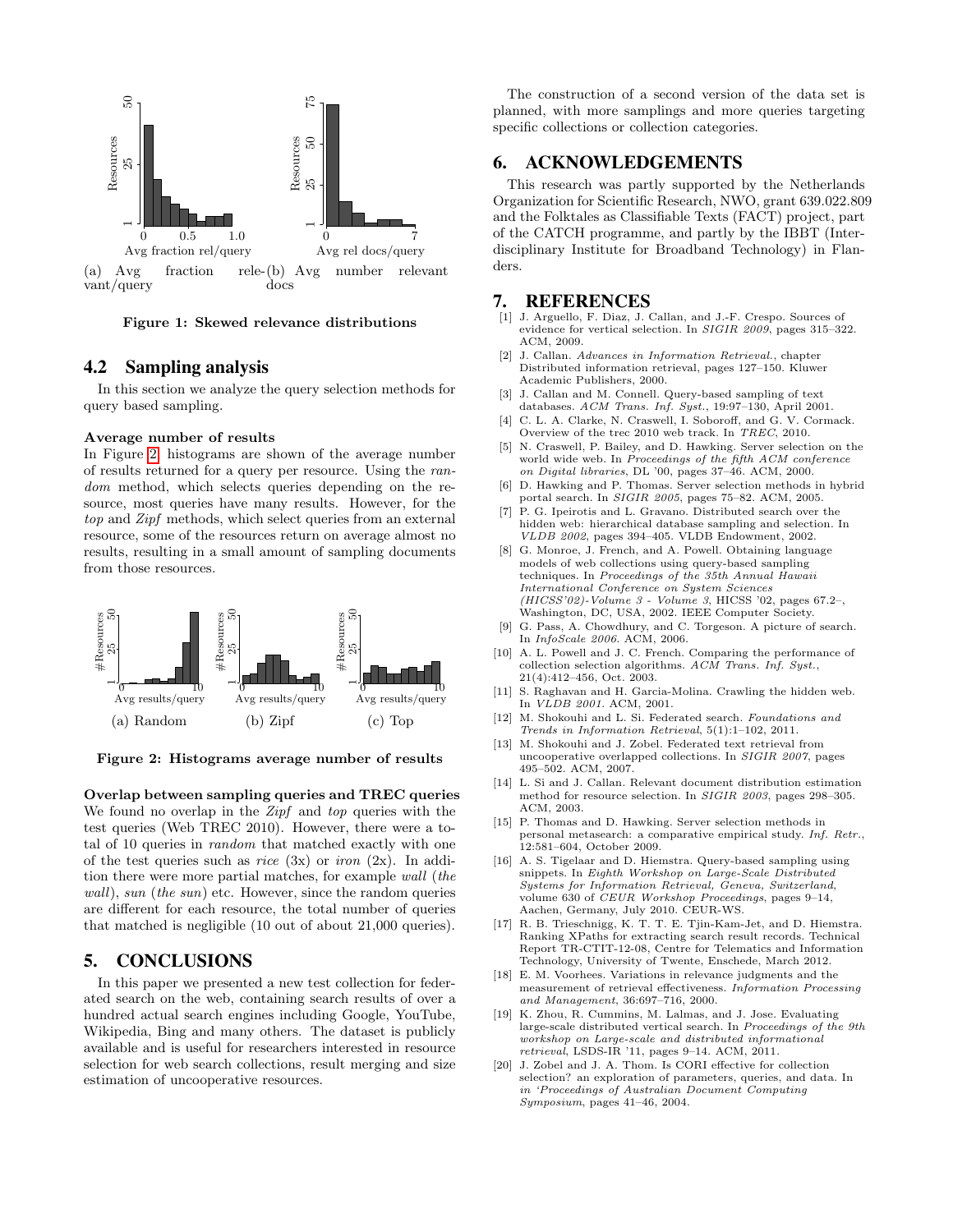Resources

50

25

1

0 0.5 1.0

Avg fraction rel/query

Resources

75

50

25

1

0 7

Avg rel docs/query

(a) Avg fraction relevant/query

(b) Avg number relevant docs

**Figure 1: Skewed relevance distributions**

## 4.2 Sampling analysis

In this section we analyze the query selection methods for query based sampling.

**Average number of results**

In Figure 2, histograms are shown of the average number of results returned for a query per resource. Using the *random* method, which selects queries depending on the resource, most queries have many results. However, for the *top* and *Zipf* methods, which select queries from an external resource, some of the resources return on average almost no results, resulting in a small amount of sampling documents from those resources.

#Resources

50

25

1

0 10

Avg results/query

(a) Random

#Resources

50

25

1

0 10

Avg results/query

(b) Zipf

#Resources

50

25

1

0 10

Avg results/query

(c) Top

**Figure 2: Histograms average number of results**

**Overlap between sampling queries and TREC queries**

We found no overlap in the *Zipf* and *top* queries with the test queries (Web TREC 2010). However, there were a total of 10 queries in *random* that matched exactly with one of the test queries such as *rice* (3x) or *iron* (2x). In addition there were more partial matches, for example *wall* (*the wall*), *sun* (*the sun*) etc. However, since the random queries are different for each resource, the total number of queries that matched is negligible (10 out of about 21,000 queries).

# 5. CONCLUSIONS

In this paper we presented a new test collection for federated search on the web, containing search results of over a hundred actual search engines including Google, YouTube, Wikipedia, Bing and many others. The dataset is publicly available and is useful for researchers interested in resource selection for web search collections, result merging and size estimation of uncooperative resources.

The construction of a second version of the data set is planned, with more samplings and more queries targeting specific collections or collection categories.

# 6. ACKNOWLEDGEMENTS

This research was partly supported by the Netherlands Organization for Scientific Research, NWO, grant 639.022.809 and the Folktales as Classifiable Texts (FACT) project, part of the CATCH programme, and partly by the IBBT (Interdisciplinary Institute for Broadband Technology) in Flanders.

# 7. REFERENCES

[1] J. Arguello, F. Diaz, J. Callan, and J.-F. Crespo. Sources of evidence for vertical selection. In *SIGIR 2009*, pages 315–322. ACM, 2009.

[2] J. Callan. *Advances in Information Retrieval.*, chapter Distributed information retrieval, pages 127–150. Kluwer Academic Publishers, 2000.

[3] J. Callan and M. Connell. Query-based sampling of text databases. *ACM Trans. Inf. Syst.*, 19:97–130, April 2001.

[4] C. L. A. Clarke, N. Craswell, I. Soboroff, and G. V. Cormack. Overview of the trec 2010 web track. In *TREC*, 2010.

[5] N. Craswell, P. Bailey, and D. Hawking. Server selection on the world wide web. In *Proceedings of the fifth ACM conference on Digital libraries*, DL '00, pages 37–46. ACM, 2000.

[6] D. Hawking and P. Thomas. Server selection methods in hybrid portal search. In *SIGIR 2005*, pages 75–82. ACM, 2005.

[7] P. G. Ipeirotis and L. Gravano. Distributed search over the hidden web: hierarchical database sampling and selection. In *VLDB 2002*, pages 394–405. VLDB Endowment, 2002.

[8] G. Monroe, J. French, and A. Powell. Obtaining language models of web collections using query-based sampling techniques. In *Proceedings of the 35th Annual Hawaii International Conference on System Sciences (HICSS'02)-Volume 3 - Volume 3*, HICSS '02, pages 67.2–, Washington, DC, USA, 2002. IEEE Computer Society.

[9] G. Pass, A. Chowdhury, and C. Torgeson. A picture of search. In *InfoScale 2006*. ACM, 2006.

[10] A. L. Powell and J. C. French. Comparing the performance of collection selection algorithms. *ACM Trans. Inf. Syst.*, 21(4):412–456, Oct. 2003.

[11] S. Raghavan and H. Garcia-Molina. Crawling the hidden web. In *VLDB 2001*. ACM, 2001.

[12] M. Shokouhi and L. Si. Federated search. *Foundations and Trends in Information Retrieval*, 5(1):1–102, 2011.

[13] M. Shokouhi and J. Zobel. Federated text retrieval from uncooperative overlapped collections. In *SIGIR 2007*, pages 495–502. ACM, 2007.

[14] L. Si and J. Callan. Relevant document distribution estimation method for resource selection. In *SIGIR 2003*, pages 298–305. ACM, 2003.

[15] P. Thomas and D. Hawking. Server selection methods in personal metasearch: a comparative empirical study. *Inf. Retr.*, 12:581–604, October 2009.

[16] A. S. Tigelaar and D. Hiemstra. Query-based sampling using snippets. In *Eighth Workshop on Large-Scale Distributed Systems for Information Retrieval, Geneva, Switzerland*, volume 630 of *CEUR Workshop Proceedings*, pages 9–14, Aachen, Germany, July 2010. CEUR-WS.

[17] R. B. Trieschnigg, K. T. T. E. Tjin-Kam-Jet, and D. Hiemstra. Ranking XPaths for extracting search result records. Technical Report TR-CTIT-12-08, Centre for Telematics and Information Technology, University of Twente, Enschede, March 2012.

[18] E. M. Voorhees. Variations in relevance judgments and the measurement of retrieval effectiveness. *Information Processing and Management*, 36:697–716, 2000.

[19] K. Zhou, R. Cummins, M. Lalmas, and J. Jose. Evaluating large-scale distributed vertical search. In *Proceedings of the 9th workshop on Large-scale and distributed informational retrieval*, LSDS-IR '11, pages 9–14. ACM, 2011.

[20] J. Zobel and J. A. Thom. Is CORI effective for collection selection? an exploration of parameters, queries, and data. In *in 'Proceedings of Australian Document Computing Symposium*, pages 41–46, 2004.